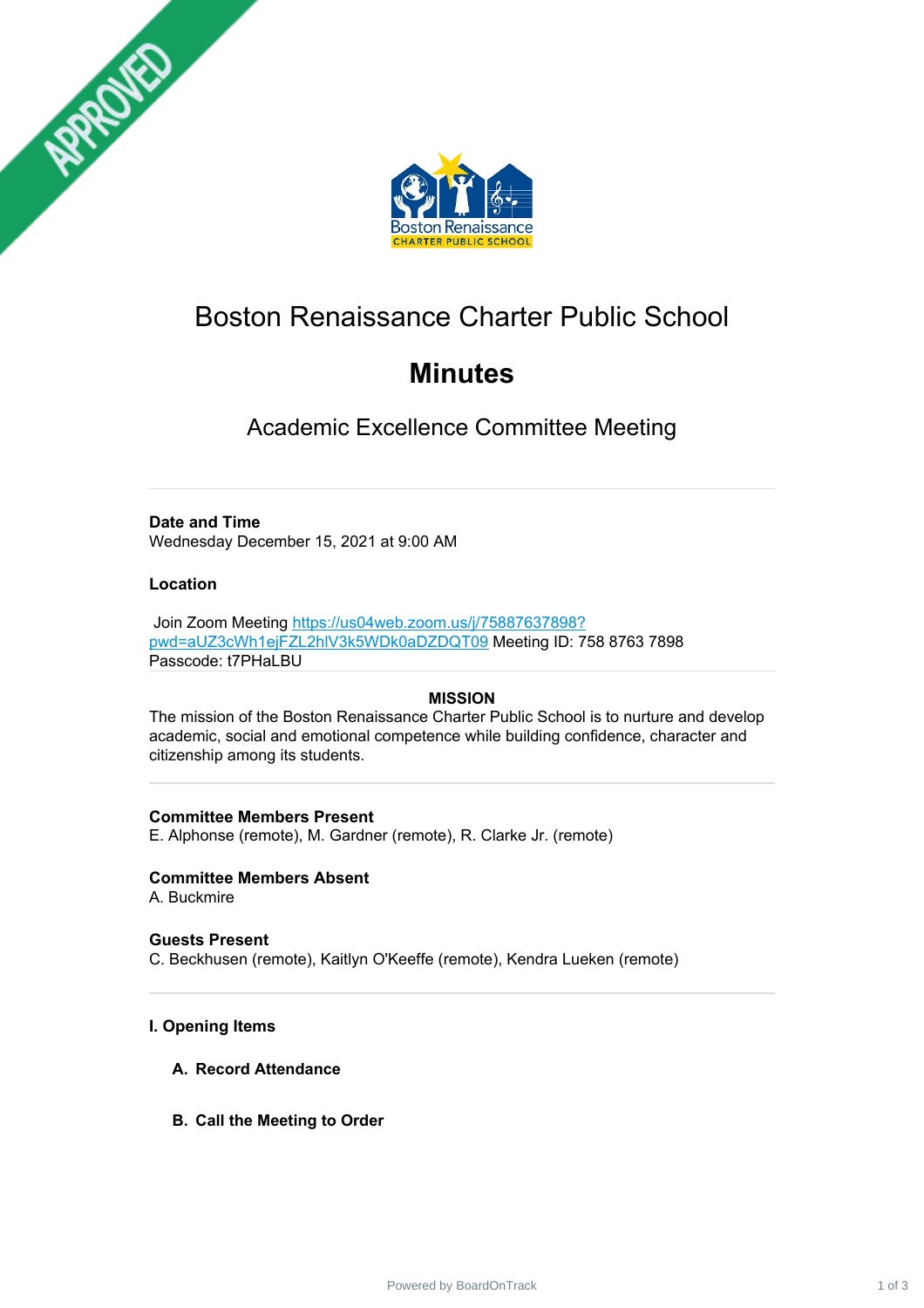# Boston Renaissance Charter Public School

# Minutes

## Academic Excellence Committee Meeting

**Date and Time**
Wednesday December 15, 2021 at 9:00 AM

**Location**

Join Zoom Meeting https://us04web.zoom.us/j/75887637898?pwd=aUZ3cWh1ejFZL2hlV3k5WDk0aDZDQT09 Meeting ID: 758 8763 7898 Passcode: t7PHaLBU

**MISSION**

The mission of the Boston Renaissance Charter Public School is to nurture and develop academic, social and emotional competence while building confidence, character and citizenship among its students.

**Committee Members Present**
E. Alphonse (remote), M. Gardner (remote), R. Clarke Jr. (remote)

**Committee Members Absent**
A. Buckmire

**Guests Present**
C. Beckhusen (remote), Kaitlyn O'Keeffe (remote), Kendra Lueken (remote)

### I. Opening Items

**A. Record Attendance**

**B. Call the Meeting to Order**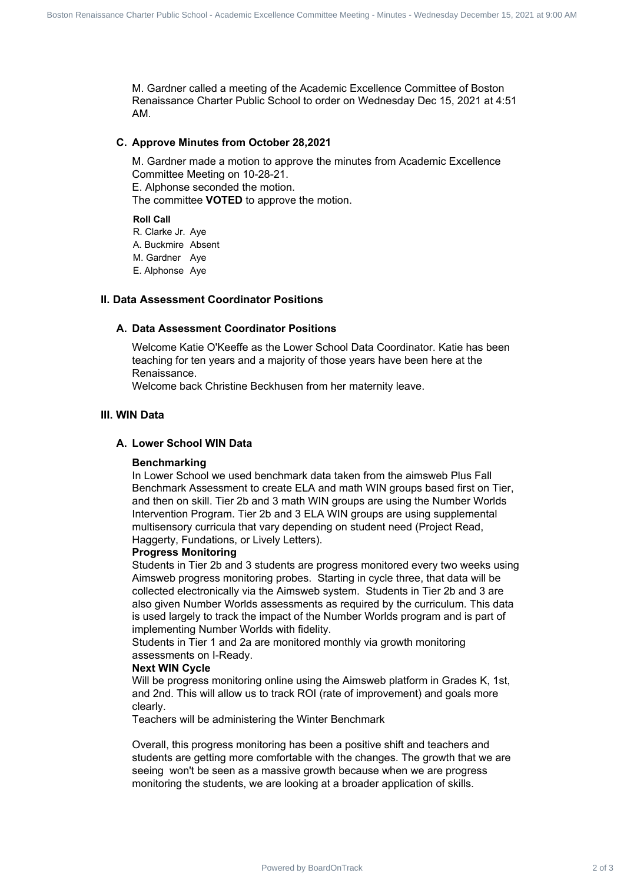M. Gardner called a meeting of the Academic Excellence Committee of Boston Renaissance Charter Public School to order on Wednesday Dec 15, 2021 at 4:51 AM.

### C. Approve Minutes from October 28,2021

M. Gardner made a motion to approve the minutes from Academic Excellence Committee Meeting on 10-28-21.
E. Alphonse seconded the motion.
The committee **VOTED** to approve the motion.

**Roll Call**

| | |
|---|---|
| R. Clarke Jr. | Aye |
| A. Buckmire | Absent |
| M. Gardner | Aye |
| E. Alphonse | Aye |

## II. Data Assessment Coordinator Positions

### A. Data Assessment Coordinator Positions

Welcome Katie O'Keeffe as the Lower School Data Coordinator. Katie has been teaching for ten years and a majority of those years have been here at the Renaissance.
Welcome back Christine Beckhusen from her maternity leave.

## III. WIN Data

### A. Lower School WIN Data

**Benchmarking**
In Lower School we used benchmark data taken from the aimsweb Plus Fall Benchmark Assessment to create ELA and math WIN groups based first on Tier, and then on skill. Tier 2b and 3 math WIN groups are using the Number Worlds Intervention Program. Tier 2b and 3 ELA WIN groups are using supplemental multisensory curricula that vary depending on student need (Project Read, Haggerty, Fundations, or Lively Letters).
**Progress Monitoring**
Students in Tier 2b and 3 students are progress monitored every two weeks using Aimsweb progress monitoring probes. Starting in cycle three, that data will be collected electronically via the Aimsweb system. Students in Tier 2b and 3 are also given Number Worlds assessments as required by the curriculum. This data is used largely to track the impact of the Number Worlds program and is part of implementing Number Worlds with fidelity.
Students in Tier 1 and 2a are monitored monthly via growth monitoring assessments on I-Ready.
**Next WIN Cycle**
Will be progress monitoring online using the Aimsweb platform in Grades K, 1st, and 2nd. This will allow us to track ROI (rate of improvement) and goals more clearly.
Teachers will be administering the Winter Benchmark

Overall, this progress monitoring has been a positive shift and teachers and students are getting more comfortable with the changes. The growth that we are seeing won't be seen as a massive growth because when we are progress monitoring the students, we are looking at a broader application of skills.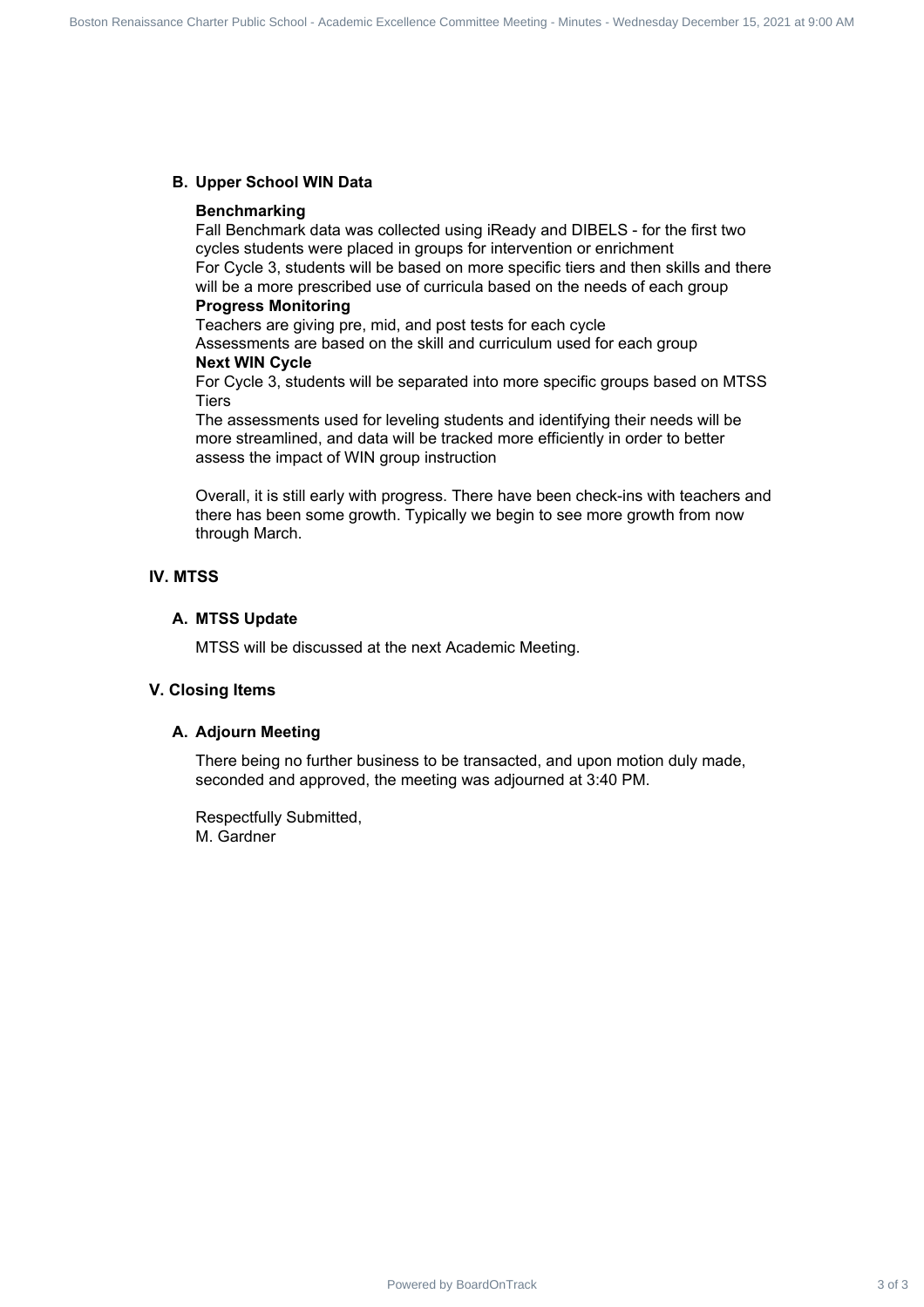### B. Upper School WIN Data

**Benchmarking**

Fall Benchmark data was collected using iReady and DIBELS - for the first two cycles students were placed in groups for intervention or enrichment

For Cycle 3, students will be based on more specific tiers and then skills and there will be a more prescribed use of curricula based on the needs of each group

**Progress Monitoring**

Teachers are giving pre, mid, and post tests for each cycle

Assessments are based on the skill and curriculum used for each group

**Next WIN Cycle**

For Cycle 3, students will be separated into more specific groups based on MTSS Tiers

The assessments used for leveling students and identifying their needs will be more streamlined, and data will be tracked more efficiently in order to better assess the impact of WIN group instruction

Overall, it is still early with progress. There have been check-ins with teachers and there has been some growth. Typically we begin to see more growth from now through March.

## IV. MTSS

### A. MTSS Update

MTSS will be discussed at the next Academic Meeting.

## V. Closing Items

### A. Adjourn Meeting

There being no further business to be transacted, and upon motion duly made, seconded and approved, the meeting was adjourned at 3:40 PM.

Respectfully Submitted,
M. Gardner